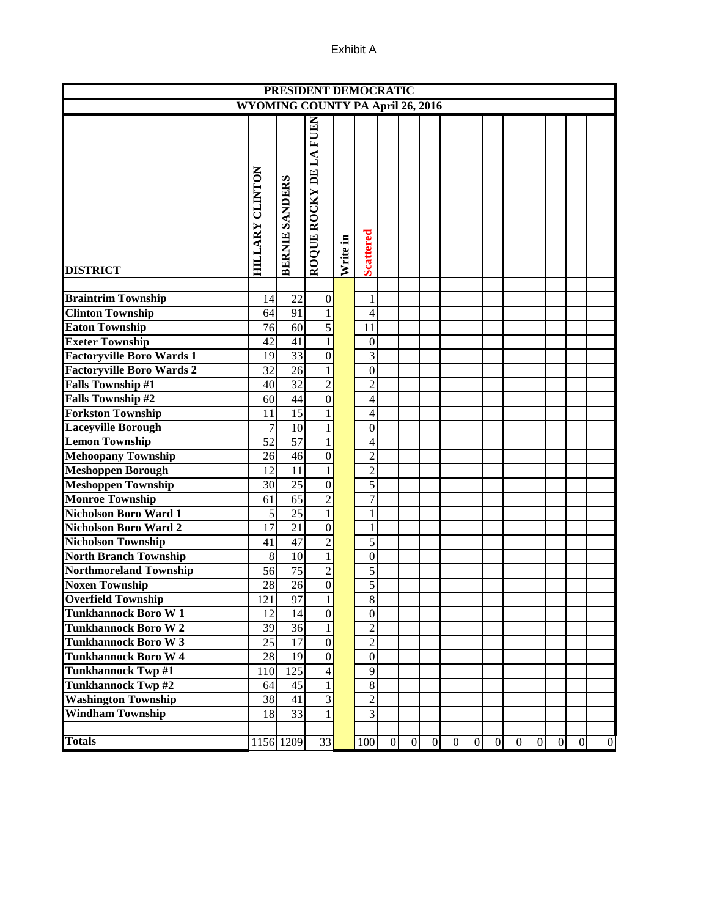Exhibit A

| PRESIDENT DEMOCRATIC | | | | | | | | | | | | | | | | |
|---|---|---|---|---|---|---|---|---|---|---|---|---|---|---|---|---|
| WYOMING COUNTY PA April 26, 2016 | | | | | | | | | | | | | | | | |
| DISTRICT | HILLARY CLINTON | BERNIE SANDERS | ROQUE ROCKY DE LA FUENTE | Write in | Scattered | | | | | | | | | | | |
| Braintrim Township | 14 | 22 | 0 | | 1 | | | | | | | | | | | |
| Clinton Township | 64 | 91 | 1 | | 4 | | | | | | | | | | | |
| Eaton Township | 76 | 60 | 5 | | 11 | | | | | | | | | | | |
| Exeter Township | 42 | 41 | 1 | | 0 | | | | | | | | | | | |
| Factoryville Boro Wards 1 | 19 | 33 | 0 | | 3 | | | | | | | | | | | |
| Factoryville Boro Wards 2 | 32 | 26 | 1 | | 0 | | | | | | | | | | | |
| Falls Township #1 | 40 | 32 | 2 | | 2 | | | | | | | | | | | |
| Falls Township #2 | 60 | 44 | 0 | | 4 | | | | | | | | | | | |
| Forkston Township | 11 | 15 | 1 | | 4 | | | | | | | | | | | |
| Laceyville Borough | 7 | 10 | 1 | | 0 | | | | | | | | | | | |
| Lemon Township | 52 | 57 | 1 | | 4 | | | | | | | | | | | |
| Mehoopany Township | 26 | 46 | 0 | | 2 | | | | | | | | | | | |
| Meshoppen Borough | 12 | 11 | 1 | | 2 | | | | | | | | | | | |
| Meshoppen Township | 30 | 25 | 0 | | 5 | | | | | | | | | | | |
| Monroe Township | 61 | 65 | 2 | | 7 | | | | | | | | | | | |
| Nicholson Boro Ward 1 | 5 | 25 | 1 | | 1 | | | | | | | | | | | |
| Nicholson Boro Ward 2 | 17 | 21 | 0 | | 1 | | | | | | | | | | | |
| Nicholson Township | 41 | 47 | 2 | | 5 | | | | | | | | | | | |
| North Branch Township | 8 | 10 | 1 | | 0 | | | | | | | | | | | |
| Northmoreland Township | 56 | 75 | 2 | | 5 | | | | | | | | | | | |
| Noxen Township | 28 | 26 | 0 | | 5 | | | | | | | | | | | |
| Overfield Township | 121 | 97 | 1 | | 8 | | | | | | | | | | | |
| Tunkhannock Boro W 1 | 12 | 14 | 0 | | 0 | | | | | | | | | | | |
| Tunkhannock Boro W 2 | 39 | 36 | 1 | | 2 | | | | | | | | | | | |
| Tunkhannock Boro W 3 | 25 | 17 | 0 | | 2 | | | | | | | | | | | |
| Tunkhannock Boro W 4 | 28 | 19 | 0 | | 0 | | | | | | | | | | | |
| Tunkhannock Twp #1 | 110 | 125 | 4 | | 9 | | | | | | | | | | | |
| Tunkhannock Twp #2 | 64 | 45 | 1 | | 8 | | | | | | | | | | | |
| Washington Township | 38 | 41 | 3 | | 2 | | | | | | | | | | | |
| Windham Township | 18 | 33 | 1 | | 3 | | | | | | | | | | | |
| Totals | 1156 | 1209 | 33 | | 100 | 0 | 0 | 0 | 0 | 0 | 0 | 0 | 0 | 0 | 0 | 0 |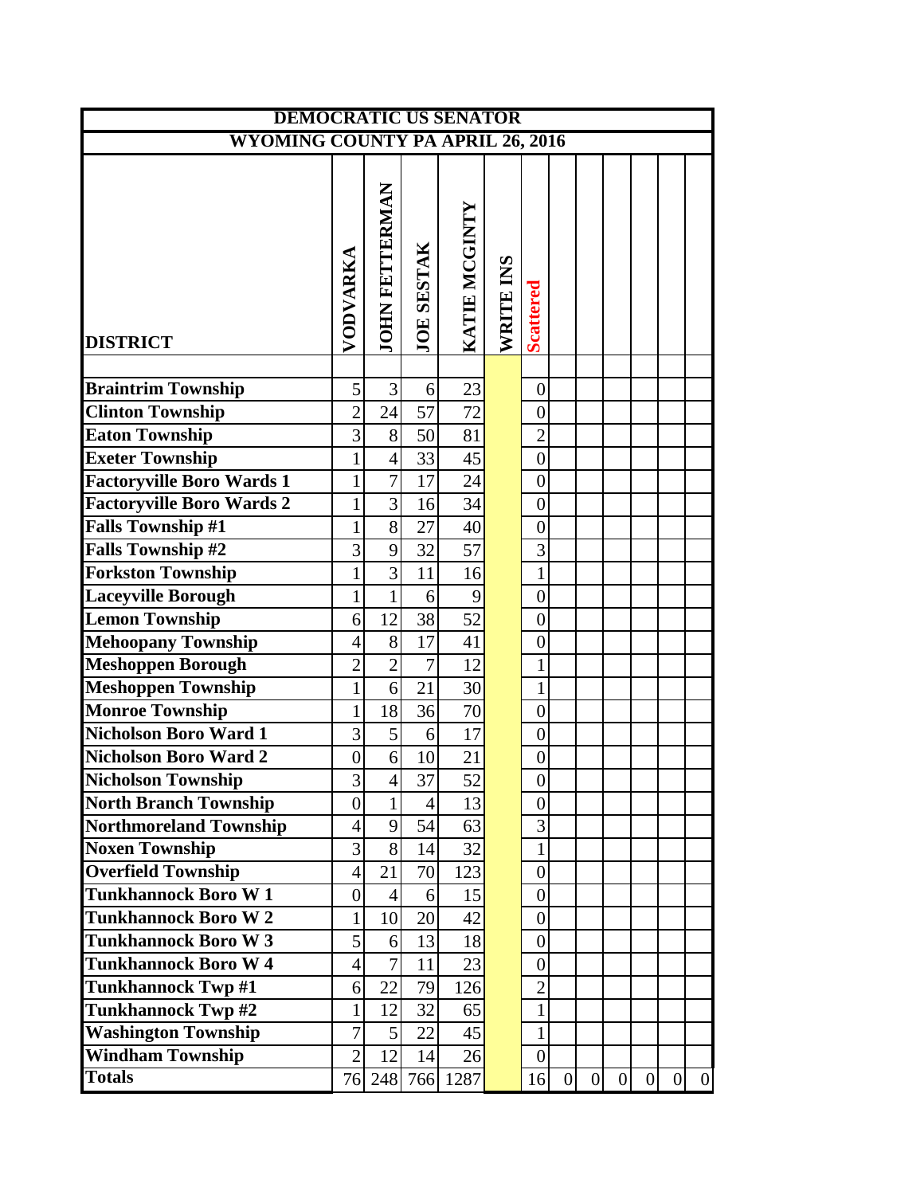| DEMOCRATIC US SENATOR | | | | | | | | | | | | | |
|---|---|---|---|---|---|---|---|---|---|---|---|---|---|
| WYOMING COUNTY PA APRIL 26, 2016 | | | | | | | | | | | | | |
| DISTRICT | VODVARKA | JOHN FETTERMAN | JOE SESTAK | KATIE MCGINTY | WRITE INS | Scattered | | | | | | | |
| Braintrim Township | 5 | 3 | 6 | 23 | | 0 | | | | | | | |
| Clinton Township | 2 | 24 | 57 | 72 | | 0 | | | | | | | |
| Eaton Township | 3 | 8 | 50 | 81 | | 2 | | | | | | | |
| Exeter Township | 1 | 4 | 33 | 45 | | 0 | | | | | | | |
| Factoryville Boro Wards 1 | 1 | 7 | 17 | 24 | | 0 | | | | | | | |
| Factoryville Boro Wards 2 | 1 | 3 | 16 | 34 | | 0 | | | | | | | |
| Falls Township #1 | 1 | 8 | 27 | 40 | | 0 | | | | | | | |
| Falls Township #2 | 3 | 9 | 32 | 57 | | 3 | | | | | | | |
| Forkston Township | 1 | 3 | 11 | 16 | | 1 | | | | | | | |
| Laceyville Borough | 1 | 1 | 6 | 9 | | 0 | | | | | | | |
| Lemon Township | 6 | 12 | 38 | 52 | | 0 | | | | | | | |
| Mehoopany Township | 4 | 8 | 17 | 41 | | 0 | | | | | | | |
| Meshoppen Borough | 2 | 2 | 7 | 12 | | 1 | | | | | | | |
| Meshoppen Township | 1 | 6 | 21 | 30 | | 1 | | | | | | | |
| Monroe Township | 1 | 18 | 36 | 70 | | 0 | | | | | | | |
| Nicholson Boro Ward 1 | 3 | 5 | 6 | 17 | | 0 | | | | | | | |
| Nicholson Boro Ward 2 | 0 | 6 | 10 | 21 | | 0 | | | | | | | |
| Nicholson Township | 3 | 4 | 37 | 52 | | 0 | | | | | | | |
| North Branch Township | 0 | 1 | 4 | 13 | | 0 | | | | | | | |
| Northmoreland Township | 4 | 9 | 54 | 63 | | 3 | | | | | | | |
| Noxen Township | 3 | 8 | 14 | 32 | | 1 | | | | | | | |
| Overfield Township | 4 | 21 | 70 | 123 | | 0 | | | | | | | |
| Tunkhannock Boro W 1 | 0 | 4 | 6 | 15 | | 0 | | | | | | | |
| Tunkhannock Boro W 2 | 1 | 10 | 20 | 42 | | 0 | | | | | | | |
| Tunkhannock Boro W 3 | 5 | 6 | 13 | 18 | | 0 | | | | | | | |
| Tunkhannock Boro W 4 | 4 | 7 | 11 | 23 | | 0 | | | | | | | |
| Tunkhannock Twp #1 | 6 | 22 | 79 | 126 | | 2 | | | | | | | |
| Tunkhannock Twp #2 | 1 | 12 | 32 | 65 | | 1 | | | | | | | |
| Washington Township | 7 | 5 | 22 | 45 | | 1 | | | | | | | |
| Windham Township | 2 | 12 | 14 | 26 | | 0 | | | | | | | |
| Totals | 76 | 248 | 766 | 1287 | | 16 | 0 | 0 | 0 | 0 | 0 | 0 | |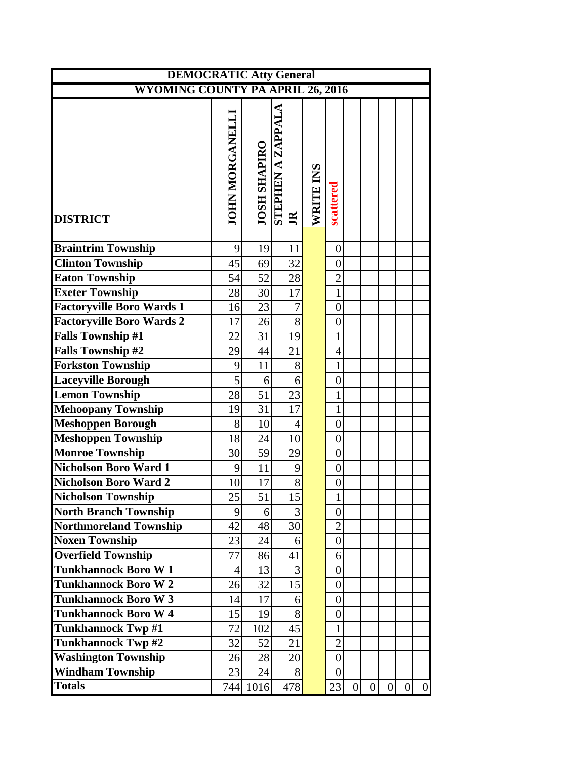| DEMOCRATIC Atty General | | | | | | | | | | |
|---|---|---|---|---|---|---|---|---|---|---|
| WYOMING COUNTY PA APRIL 26, 2016 | | | | | | | | | | |
| DISTRICT | JOHN MORGANELLI | JOSH SHAPIRO | STEPHEN A ZAPPALA JR | WRITE INS | scattered | | | | | |
| | | | | | | | | | | |
| Braintrim Township | 9 | 19 | 11 | | 0 | | | | | |
| Clinton Township | 45 | 69 | 32 | | 0 | | | | | |
| Eaton Township | 54 | 52 | 28 | | 2 | | | | | |
| Exeter Township | 28 | 30 | 17 | | 1 | | | | | |
| Factoryville Boro Wards 1 | 16 | 23 | 7 | | 0 | | | | | |
| Factoryville Boro Wards 2 | 17 | 26 | 8 | | 0 | | | | | |
| Falls Township #1 | 22 | 31 | 19 | | 1 | | | | | |
| Falls Township #2 | 29 | 44 | 21 | | 4 | | | | | |
| Forkston Township | 9 | 11 | 8 | | 1 | | | | | |
| Laceyville Borough | 5 | 6 | 6 | | 0 | | | | | |
| Lemon Township | 28 | 51 | 23 | | 1 | | | | | |
| Mehoopany Township | 19 | 31 | 17 | | 1 | | | | | |
| Meshoppen Borough | 8 | 10 | 4 | | 0 | | | | | |
| Meshoppen Township | 18 | 24 | 10 | | 0 | | | | | |
| Monroe Township | 30 | 59 | 29 | | 0 | | | | | |
| Nicholson Boro Ward 1 | 9 | 11 | 9 | | 0 | | | | | |
| Nicholson Boro Ward 2 | 10 | 17 | 8 | | 0 | | | | | |
| Nicholson Township | 25 | 51 | 15 | | 1 | | | | | |
| North Branch Township | 9 | 6 | 3 | | 0 | | | | | |
| Northmoreland Township | 42 | 48 | 30 | | 2 | | | | | |
| Noxen Township | 23 | 24 | 6 | | 0 | | | | | |
| Overfield Township | 77 | 86 | 41 | | 6 | | | | | |
| Tunkhannock Boro W 1 | 4 | 13 | 3 | | 0 | | | | | |
| Tunkhannock Boro W 2 | 26 | 32 | 15 | | 0 | | | | | |
| Tunkhannock Boro W 3 | 14 | 17 | 6 | | 0 | | | | | |
| Tunkhannock Boro W 4 | 15 | 19 | 8 | | 0 | | | | | |
| Tunkhannock Twp #1 | 72 | 102 | 45 | | 1 | | | | | |
| Tunkhannock Twp #2 | 32 | 52 | 21 | | 2 | | | | | |
| Washington Township | 26 | 28 | 20 | | 0 | | | | | |
| Windham Township | 23 | 24 | 8 | | 0 | | | | | |
| Totals | 744 | 1016 | 478 | | 23 | 0 | 0 | 0 | 0 | 0 |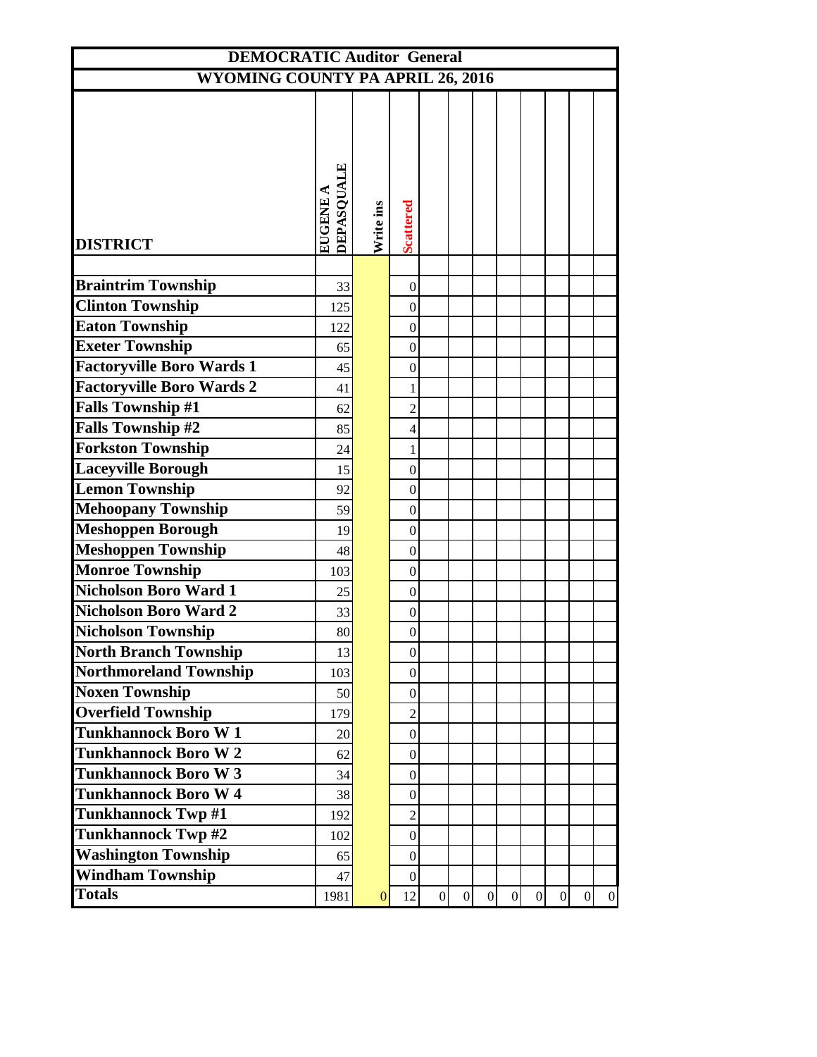# DEMOCRATIC Auditor General

## WYOMING COUNTY PA APRIL 26, 2016

| DISTRICT | EUGENE A DEPASQUALE | Write ins | Scattered | | | | | | | | |
|---|---|---|---|---|---|---|---|---|---|---|---|
| | | | | | | | | | | | |
| Braintrim Township | 33 | | 0 | | | | | | | | |
| Clinton Township | 125 | | 0 | | | | | | | | |
| Eaton Township | 122 | | 0 | | | | | | | | |
| Exeter Township | 65 | | 0 | | | | | | | | |
| Factoryville Boro Wards 1 | 45 | | 0 | | | | | | | | |
| Factoryville Boro Wards 2 | 41 | | 1 | | | | | | | | |
| Falls Township #1 | 62 | | 2 | | | | | | | | |
| Falls Township #2 | 85 | | 4 | | | | | | | | |
| Forkston Township | 24 | | 1 | | | | | | | | |
| Laceyville Borough | 15 | | 0 | | | | | | | | |
| Lemon Township | 92 | | 0 | | | | | | | | |
| Mehoopany Township | 59 | | 0 | | | | | | | | |
| Meshoppen Borough | 19 | | 0 | | | | | | | | |
| Meshoppen Township | 48 | | 0 | | | | | | | | |
| Monroe Township | 103 | | 0 | | | | | | | | |
| Nicholson Boro Ward 1 | 25 | | 0 | | | | | | | | |
| Nicholson Boro Ward 2 | 33 | | 0 | | | | | | | | |
| Nicholson Township | 80 | | 0 | | | | | | | | |
| North Branch Township | 13 | | 0 | | | | | | | | |
| Northmoreland Township | 103 | | 0 | | | | | | | | |
| Noxen Township | 50 | | 0 | | | | | | | | |
| Overfield Township | 179 | | 2 | | | | | | | | |
| Tunkhannock Boro W 1 | 20 | | 0 | | | | | | | | |
| Tunkhannock Boro W 2 | 62 | | 0 | | | | | | | | |
| Tunkhannock Boro W 3 | 34 | | 0 | | | | | | | | |
| Tunkhannock Boro W 4 | 38 | | 0 | | | | | | | | |
| Tunkhannock Twp #1 | 192 | | 2 | | | | | | | | |
| Tunkhannock Twp #2 | 102 | | 0 | | | | | | | | |
| Washington Township | 65 | | 0 | | | | | | | | |
| Windham Township | 47 | | 0 | | | | | | | | |
| Totals | 1981 | 0 | 12 | 0 | 0 | 0 | 0 | 0 | 0 | 0 | 0 |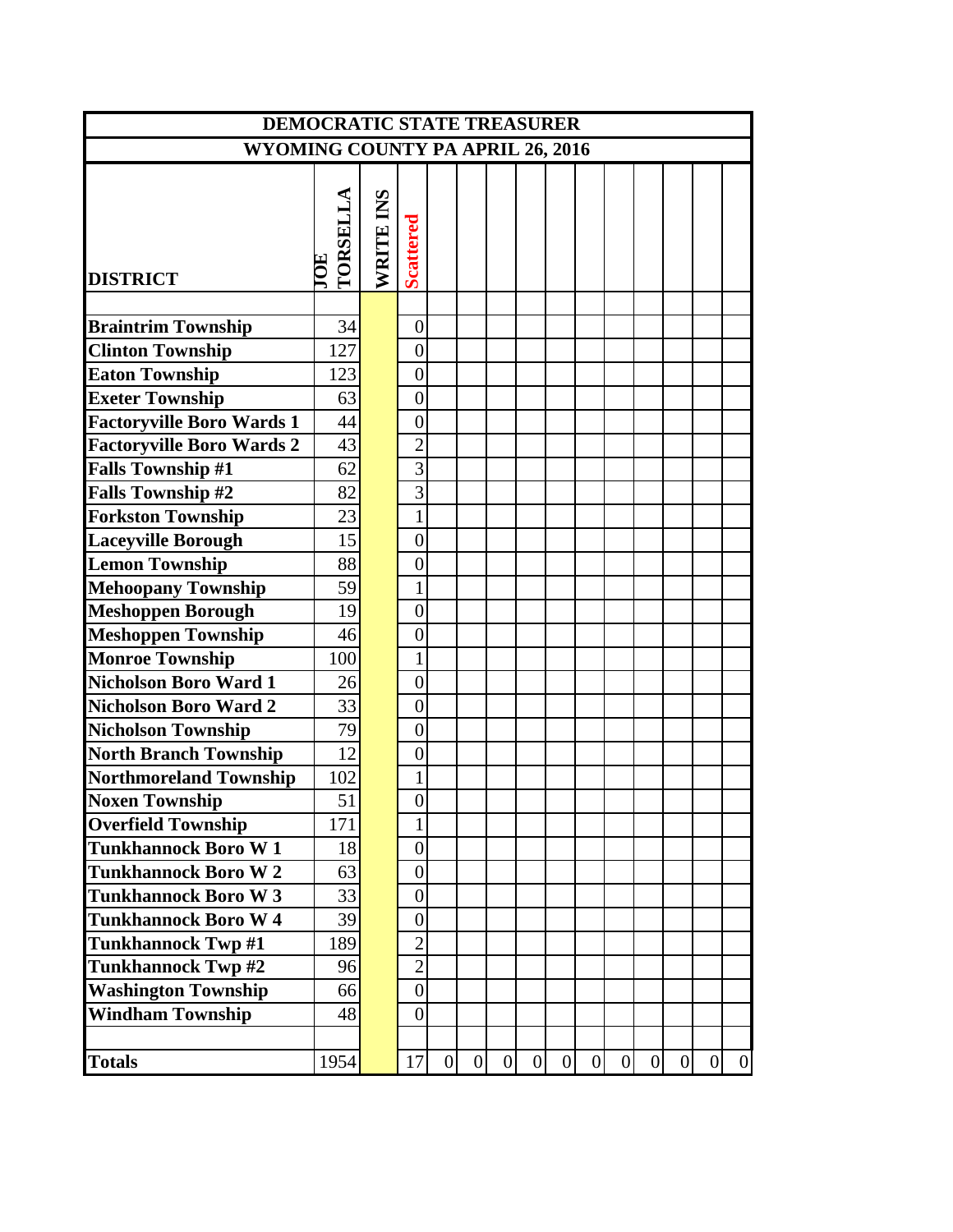| DEMOCRATIC STATE TREASURER | | | | | | | | | | | | | | | |
|---|---|---|---|---|---|---|---|---|---|---|---|---|---|---|---|
| WYOMING COUNTY PA APRIL 26, 2016 | | | | | | | | | | | | | | | |
| DISTRICT | JOE TORSELLA | WRITE INS | Scattered | | | | | | | | | | | | |
| | | | | | | | | | | | | | | | |
| Braintrim Township | 34 | | 0 | | | | | | | | | | | | |
| Clinton Township | 127 | | 0 | | | | | | | | | | | | |
| Eaton Township | 123 | | 0 | | | | | | | | | | | | |
| Exeter Township | 63 | | 0 | | | | | | | | | | | | |
| Factoryville Boro Wards 1 | 44 | | 0 | | | | | | | | | | | | |
| Factoryville Boro Wards 2 | 43 | | 2 | | | | | | | | | | | | |
| Falls Township #1 | 62 | | 3 | | | | | | | | | | | | |
| Falls Township #2 | 82 | | 3 | | | | | | | | | | | | |
| Forkston Township | 23 | | 1 | | | | | | | | | | | | |
| Laceyville Borough | 15 | | 0 | | | | | | | | | | | | |
| Lemon Township | 88 | | 0 | | | | | | | | | | | | |
| Mehoopany Township | 59 | | 1 | | | | | | | | | | | | |
| Meshoppen Borough | 19 | | 0 | | | | | | | | | | | | |
| Meshoppen Township | 46 | | 0 | | | | | | | | | | | | |
| Monroe Township | 100 | | 1 | | | | | | | | | | | | |
| Nicholson Boro Ward 1 | 26 | | 0 | | | | | | | | | | | | |
| Nicholson Boro Ward 2 | 33 | | 0 | | | | | | | | | | | | |
| Nicholson Township | 79 | | 0 | | | | | | | | | | | | |
| North Branch Township | 12 | | 0 | | | | | | | | | | | | |
| Northmoreland Township | 102 | | 1 | | | | | | | | | | | | |
| Noxen Township | 51 | | 0 | | | | | | | | | | | | |
| Overfield Township | 171 | | 1 | | | | | | | | | | | | |
| Tunkhannock Boro W 1 | 18 | | 0 | | | | | | | | | | | | |
| Tunkhannock Boro W 2 | 63 | | 0 | | | | | | | | | | | | |
| Tunkhannock Boro W 3 | 33 | | 0 | | | | | | | | | | | | |
| Tunkhannock Boro W 4 | 39 | | 0 | | | | | | | | | | | | |
| Tunkhannock Twp #1 | 189 | | 2 | | | | | | | | | | | | |
| Tunkhannock Twp #2 | 96 | | 2 | | | | | | | | | | | | |
| Washington Township | 66 | | 0 | | | | | | | | | | | | |
| Windham Township | 48 | | 0 | | | | | | | | | | | | |
| | | | | | | | | | | | | | | | |
| Totals | 1954 | | 17 | 0 | 0 | 0 | 0 | 0 | 0 | 0 | 0 | 0 | 0 | 0 | 0 |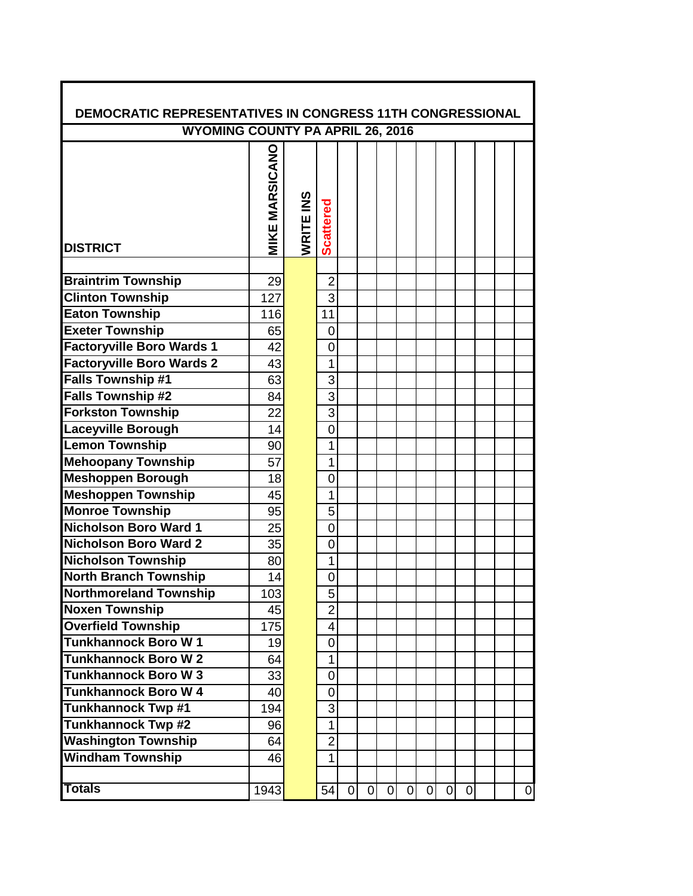## DEMOCRATIC REPRESENTATIVES IN CONGRESS 11TH CONGRESSIONAL

### WYOMING COUNTY PA APRIL 26, 2016

| DISTRICT | MIKE MARSICANO | WRITE INS | Scattered | | | | | | | | | | |
|---|---|---|---|---|---|---|---|---|---|---|---|---|---|
| Braintrim Township | 29 | | 2 | | | | | | | | | | |
| Clinton Township | 127 | | 3 | | | | | | | | | | |
| Eaton Township | 116 | | 11 | | | | | | | | | | |
| Exeter Township | 65 | | 0 | | | | | | | | | | |
| Factoryville Boro Wards 1 | 42 | | 0 | | | | | | | | | | |
| Factoryville Boro Wards 2 | 43 | | 1 | | | | | | | | | | |
| Falls Township #1 | 63 | | 3 | | | | | | | | | | |
| Falls Township #2 | 84 | | 3 | | | | | | | | | | |
| Forkston Township | 22 | | 3 | | | | | | | | | | |
| Laceyville Borough | 14 | | 0 | | | | | | | | | | |
| Lemon Township | 90 | | 1 | | | | | | | | | | |
| Mehoopany Township | 57 | | 1 | | | | | | | | | | |
| Meshoppen Borough | 18 | | 0 | | | | | | | | | | |
| Meshoppen Township | 45 | | 1 | | | | | | | | | | |
| Monroe Township | 95 | | 5 | | | | | | | | | | |
| Nicholson Boro Ward 1 | 25 | | 0 | | | | | | | | | | |
| Nicholson Boro Ward 2 | 35 | | 0 | | | | | | | | | | |
| Nicholson Township | 80 | | 1 | | | | | | | | | | |
| North Branch Township | 14 | | 0 | | | | | | | | | | |
| Northmoreland Township | 103 | | 5 | | | | | | | | | | |
| Noxen Township | 45 | | 2 | | | | | | | | | | |
| Overfield Township | 175 | | 4 | | | | | | | | | | |
| Tunkhannock Boro W 1 | 19 | | 0 | | | | | | | | | | |
| Tunkhannock Boro W 2 | 64 | | 1 | | | | | | | | | | |
| Tunkhannock Boro W 3 | 33 | | 0 | | | | | | | | | | |
| Tunkhannock Boro W 4 | 40 | | 0 | | | | | | | | | | |
| Tunkhannock Twp #1 | 194 | | 3 | | | | | | | | | | |
| Tunkhannock Twp #2 | 96 | | 1 | | | | | | | | | | |
| Washington Township | 64 | | 2 | | | | | | | | | | |
| Windham Township | 46 | | 1 | | | | | | | | | | |
| | | | | | | | | | | | | | |
| Totals | 1943 | | 54 | 0 | 0 | 0 | 0 | 0 | 0 | 0 | | | 0 |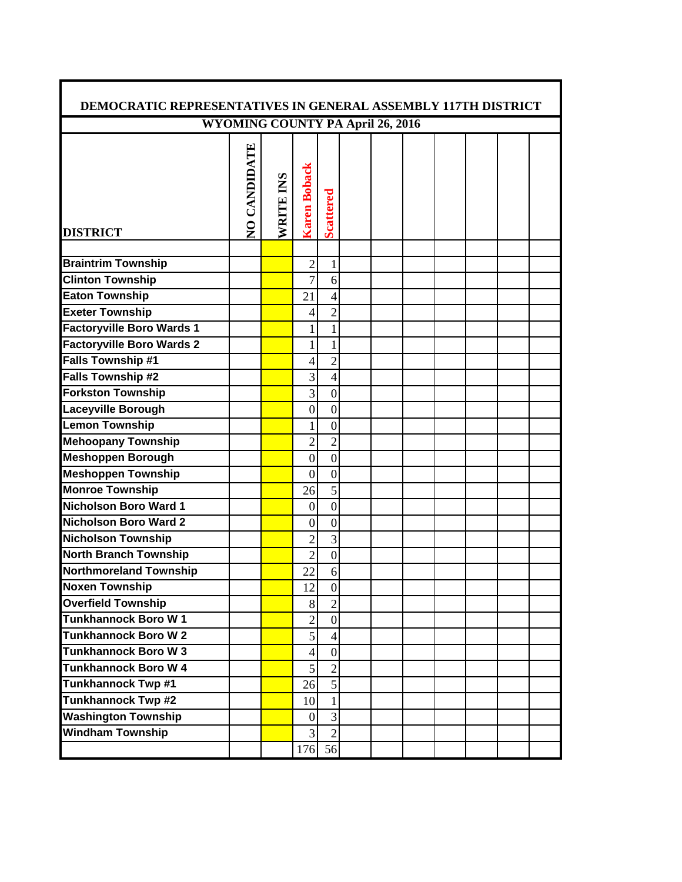# DEMOCRATIC REPRESENTATIVES IN GENERAL ASSEMBLY 117TH DISTRICT

## WYOMING COUNTY PA April 26, 2016

| DISTRICT | NO CANDIDATE | WRITE INS | Karen Boback | Scattered |
|---|---|---|---|---|
| Braintrim Township | | | 2 | 1 |
| Clinton Township | | | 7 | 6 |
| Eaton Township | | | 21 | 4 |
| Exeter Township | | | 4 | 2 |
| Factoryville Boro Wards 1 | | | 1 | 1 |
| Factoryville Boro Wards 2 | | | 1 | 1 |
| Falls Township #1 | | | 4 | 2 |
| Falls Township #2 | | | 3 | 4 |
| Forkston Township | | | 3 | 0 |
| Laceyville Borough | | | 0 | 0 |
| Lemon Township | | | 1 | 0 |
| Mehoopany Township | | | 2 | 2 |
| Meshoppen Borough | | | 0 | 0 |
| Meshoppen Township | | | 0 | 0 |
| Monroe Township | | | 26 | 5 |
| Nicholson Boro Ward 1 | | | 0 | 0 |
| Nicholson Boro Ward 2 | | | 0 | 0 |
| Nicholson Township | | | 2 | 3 |
| North Branch Township | | | 2 | 0 |
| Northmoreland Township | | | 22 | 6 |
| Noxen Township | | | 12 | 0 |
| Overfield Township | | | 8 | 2 |
| Tunkhannock Boro W 1 | | | 2 | 0 |
| Tunkhannock Boro W 2 | | | 5 | 4 |
| Tunkhannock Boro W 3 | | | 4 | 0 |
| Tunkhannock Boro W 4 | | | 5 | 2 |
| Tunkhannock Twp #1 | | | 26 | 5 |
| Tunkhannock Twp #2 | | | 10 | 1 |
| Washington Township | | | 0 | 3 |
| Windham Township | | | 3 | 2 |
| | | | 176 | 56 |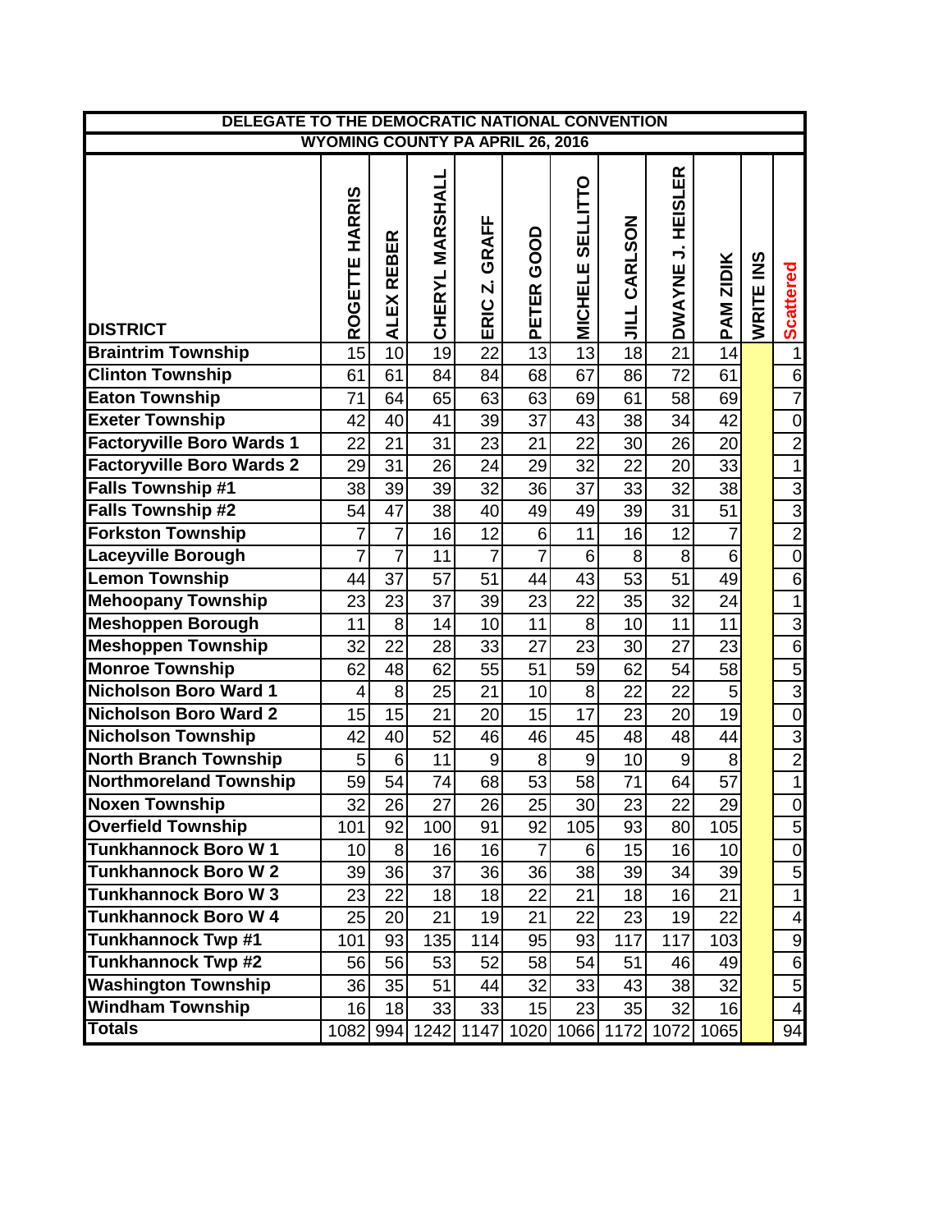| DELEGATE TO THE DEMOCRATIC NATIONAL CONVENTION | | | | | | | | | | | |
|---|---|---|---|---|---|---|---|---|---|---|---|
| WYOMING COUNTY PA APRIL 26, 2016 | | | | | | | | | | | |
| DISTRICT | ROGETTE HARRIS | ALEX REBER | CHERYL MARSHALL | ERIC Z. GRAFF | PETER GOOD | MICHELE SELLITTO | JILL CARLSON | DWAYNE J. HEISLER | PAM ZIDIK | WRITE INS | Scattered |
| Braintrim Township | 15 | 10 | 19 | 22 | 13 | 13 | 18 | 21 | 14 | | 1 |
| Clinton Township | 61 | 61 | 84 | 84 | 68 | 67 | 86 | 72 | 61 | | 6 |
| Eaton Township | 71 | 64 | 65 | 63 | 63 | 69 | 61 | 58 | 69 | | 7 |
| Exeter Township | 42 | 40 | 41 | 39 | 37 | 43 | 38 | 34 | 42 | | 0 |
| Factoryville Boro Wards 1 | 22 | 21 | 31 | 23 | 21 | 22 | 30 | 26 | 20 | | 2 |
| Factoryville Boro Wards 2 | 29 | 31 | 26 | 24 | 29 | 32 | 22 | 20 | 33 | | 1 |
| Falls Township #1 | 38 | 39 | 39 | 32 | 36 | 37 | 33 | 32 | 38 | | 3 |
| Falls Township #2 | 54 | 47 | 38 | 40 | 49 | 49 | 39 | 31 | 51 | | 3 |
| Forkston Township | 7 | 7 | 16 | 12 | 6 | 11 | 16 | 12 | 7 | | 2 |
| Laceyville Borough | 7 | 7 | 11 | 7 | 7 | 6 | 8 | 8 | 6 | | 0 |
| Lemon Township | 44 | 37 | 57 | 51 | 44 | 43 | 53 | 51 | 49 | | 6 |
| Mehoopany Township | 23 | 23 | 37 | 39 | 23 | 22 | 35 | 32 | 24 | | 1 |
| Meshoppen Borough | 11 | 8 | 14 | 10 | 11 | 8 | 10 | 11 | 11 | | 3 |
| Meshoppen Township | 32 | 22 | 28 | 33 | 27 | 23 | 30 | 27 | 23 | | 6 |
| Monroe Township | 62 | 48 | 62 | 55 | 51 | 59 | 62 | 54 | 58 | | 5 |
| Nicholson Boro Ward 1 | 4 | 8 | 25 | 21 | 10 | 8 | 22 | 22 | 5 | | 3 |
| Nicholson Boro Ward 2 | 15 | 15 | 21 | 20 | 15 | 17 | 23 | 20 | 19 | | 0 |
| Nicholson Township | 42 | 40 | 52 | 46 | 46 | 45 | 48 | 48 | 44 | | 3 |
| North Branch Township | 5 | 6 | 11 | 9 | 8 | 9 | 10 | 9 | 8 | | 2 |
| Northmoreland Township | 59 | 54 | 74 | 68 | 53 | 58 | 71 | 64 | 57 | | 1 |
| Noxen Township | 32 | 26 | 27 | 26 | 25 | 30 | 23 | 22 | 29 | | 0 |
| Overfield Township | 101 | 92 | 100 | 91 | 92 | 105 | 93 | 80 | 105 | | 5 |
| Tunkhannock Boro W 1 | 10 | 8 | 16 | 16 | 7 | 6 | 15 | 16 | 10 | | 0 |
| Tunkhannock Boro W 2 | 39 | 36 | 37 | 36 | 36 | 38 | 39 | 34 | 39 | | 5 |
| Tunkhannock Boro W 3 | 23 | 22 | 18 | 18 | 22 | 21 | 18 | 16 | 21 | | 1 |
| Tunkhannock Boro W 4 | 25 | 20 | 21 | 19 | 21 | 22 | 23 | 19 | 22 | | 4 |
| Tunkhannock Twp #1 | 101 | 93 | 135 | 114 | 95 | 93 | 117 | 117 | 103 | | 9 |
| Tunkhannock Twp #2 | 56 | 56 | 53 | 52 | 58 | 54 | 51 | 46 | 49 | | 6 |
| Washington Township | 36 | 35 | 51 | 44 | 32 | 33 | 43 | 38 | 32 | | 5 |
| Windham Township | 16 | 18 | 33 | 33 | 15 | 23 | 35 | 32 | 16 | | 4 |
| Totals | 1082 | 994 | 1242 | 1147 | 1020 | 1066 | 1172 | 1072 | 1065 | | 94 |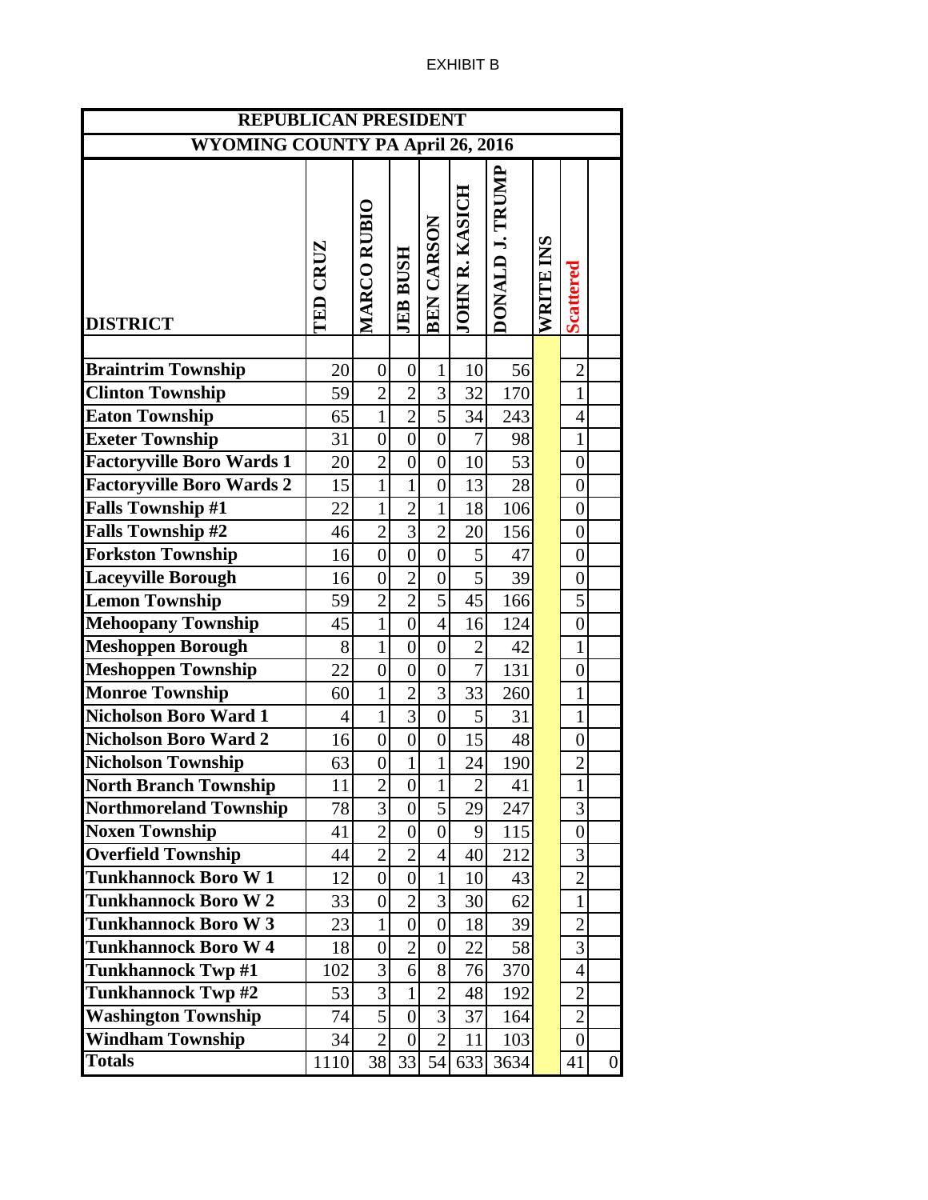EXHIBIT B

| REPUBLICAN PRESIDENT | | | | | | | | | |
|---|---|---|---|---|---|---|---|---|---|
| WYOMING COUNTY PA April 26, 2016 | | | | | | | | | |
| DISTRICT | TED CRUZ | MARCO RUBIO | JEB BUSH | BEN CARSON | JOHN R. KASICH | DONALD J. TRUMP | WRITE INS | Scattered | |
| | | | | | | | | | |
| Braintrim Township | 20 | 0 | 0 | 1 | 10 | 56 | | 2 | |
| Clinton Township | 59 | 2 | 2 | 3 | 32 | 170 | | 1 | |
| Eaton Township | 65 | 1 | 2 | 5 | 34 | 243 | | 4 | |
| Exeter Township | 31 | 0 | 0 | 0 | 7 | 98 | | 1 | |
| Factoryville Boro Wards 1 | 20 | 2 | 0 | 0 | 10 | 53 | | 0 | |
| Factoryville Boro Wards 2 | 15 | 1 | 1 | 0 | 13 | 28 | | 0 | |
| Falls Township #1 | 22 | 1 | 2 | 1 | 18 | 106 | | 0 | |
| Falls Township #2 | 46 | 2 | 3 | 2 | 20 | 156 | | 0 | |
| Forkston Township | 16 | 0 | 0 | 0 | 5 | 47 | | 0 | |
| Laceyville Borough | 16 | 0 | 2 | 0 | 5 | 39 | | 0 | |
| Lemon Township | 59 | 2 | 2 | 5 | 45 | 166 | | 5 | |
| Mehoopany Township | 45 | 1 | 0 | 4 | 16 | 124 | | 0 | |
| Meshoppen Borough | 8 | 1 | 0 | 0 | 2 | 42 | | 1 | |
| Meshoppen Township | 22 | 0 | 0 | 0 | 7 | 131 | | 0 | |
| Monroe Township | 60 | 1 | 2 | 3 | 33 | 260 | | 1 | |
| Nicholson Boro Ward 1 | 4 | 1 | 3 | 0 | 5 | 31 | | 1 | |
| Nicholson Boro Ward 2 | 16 | 0 | 0 | 0 | 15 | 48 | | 0 | |
| Nicholson Township | 63 | 0 | 1 | 1 | 24 | 190 | | 2 | |
| North Branch Township | 11 | 2 | 0 | 1 | 2 | 41 | | 1 | |
| Northmoreland Township | 78 | 3 | 0 | 5 | 29 | 247 | | 3 | |
| Noxen Township | 41 | 2 | 0 | 0 | 9 | 115 | | 0 | |
| Overfield Township | 44 | 2 | 2 | 4 | 40 | 212 | | 3 | |
| Tunkhannock Boro W 1 | 12 | 0 | 0 | 1 | 10 | 43 | | 2 | |
| Tunkhannock Boro W 2 | 33 | 0 | 2 | 3 | 30 | 62 | | 1 | |
| Tunkhannock Boro W 3 | 23 | 1 | 0 | 0 | 18 | 39 | | 2 | |
| Tunkhannock Boro W 4 | 18 | 0 | 2 | 0 | 22 | 58 | | 3 | |
| Tunkhannock Twp #1 | 102 | 3 | 6 | 8 | 76 | 370 | | 4 | |
| Tunkhannock Twp #2 | 53 | 3 | 1 | 2 | 48 | 192 | | 2 | |
| Washington Township | 74 | 5 | 0 | 3 | 37 | 164 | | 2 | |
| Windham Township | 34 | 2 | 0 | 2 | 11 | 103 | | 0 | |
| Totals | 1110 | 38 | 33 | 54 | 633 | 3634 | | 41 | 0 |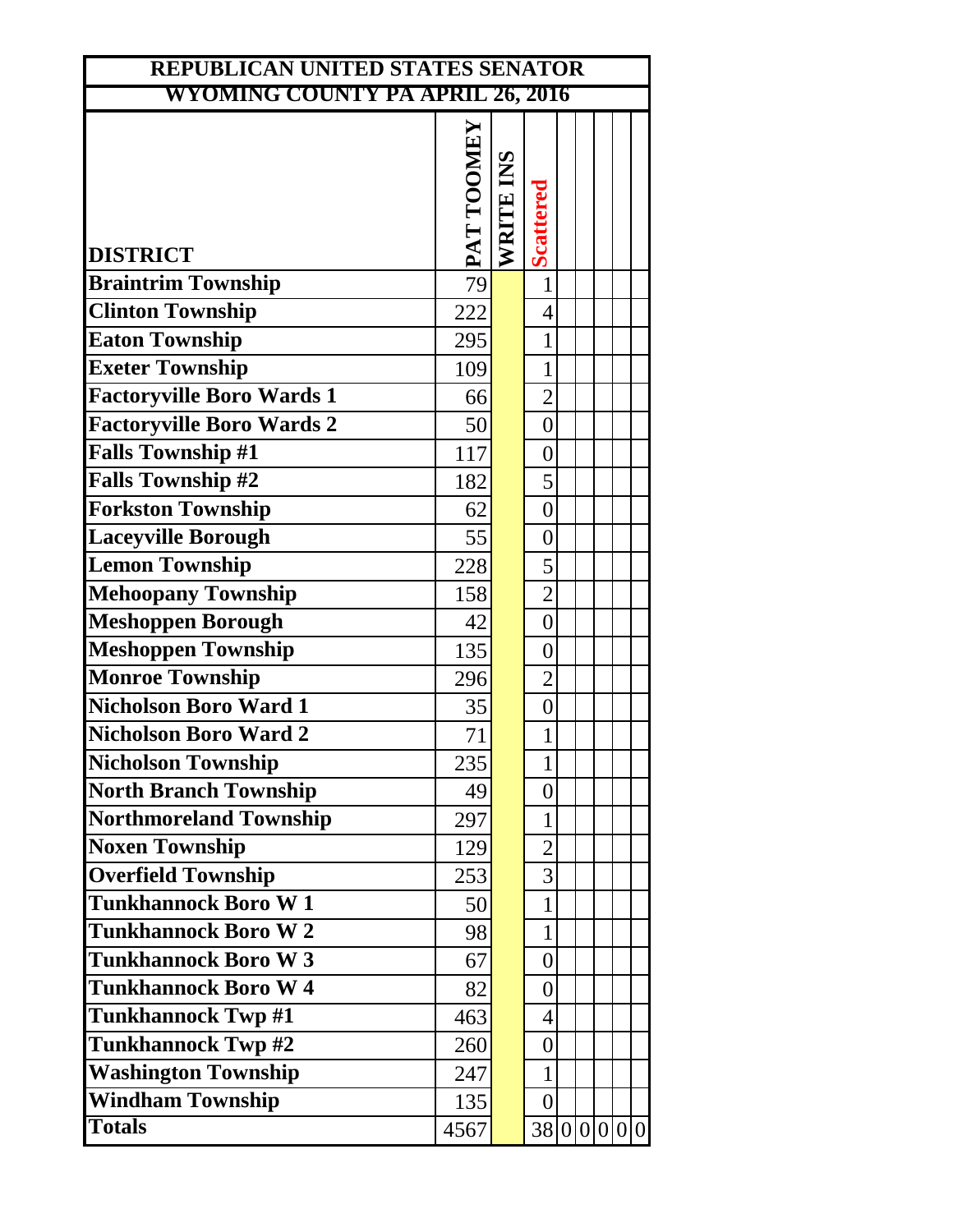| REPUBLICAN UNITED STATES SENATOR | | | | | | | | |
|---|---|---|---|---|---|---|---|---|
| WYOMING COUNTY PA APRIL 26, 2016 | | | | | | | | |
| DISTRICT | PAT TOOMEY | WRITE INS | Scattered | | | | | |
| Braintrim Township | 79 | | 1 | | | | | |
| Clinton Township | 222 | | 4 | | | | | |
| Eaton Township | 295 | | 1 | | | | | |
| Exeter Township | 109 | | 1 | | | | | |
| Factoryville Boro Wards 1 | 66 | | 2 | | | | | |
| Factoryville Boro Wards 2 | 50 | | 0 | | | | | |
| Falls Township #1 | 117 | | 0 | | | | | |
| Falls Township #2 | 182 | | 5 | | | | | |
| Forkston Township | 62 | | 0 | | | | | |
| Laceyville Borough | 55 | | 0 | | | | | |
| Lemon Township | 228 | | 5 | | | | | |
| Mehoopany Township | 158 | | 2 | | | | | |
| Meshoppen Borough | 42 | | 0 | | | | | |
| Meshoppen Township | 135 | | 0 | | | | | |
| Monroe Township | 296 | | 2 | | | | | |
| Nicholson Boro Ward 1 | 35 | | 0 | | | | | |
| Nicholson Boro Ward 2 | 71 | | 1 | | | | | |
| Nicholson Township | 235 | | 1 | | | | | |
| North Branch Township | 49 | | 0 | | | | | |
| Northmoreland Township | 297 | | 1 | | | | | |
| Noxen Township | 129 | | 2 | | | | | |
| Overfield Township | 253 | | 3 | | | | | |
| Tunkhannock Boro W 1 | 50 | | 1 | | | | | |
| Tunkhannock Boro W 2 | 98 | | 1 | | | | | |
| Tunkhannock Boro W 3 | 67 | | 0 | | | | | |
| Tunkhannock Boro W 4 | 82 | | 0 | | | | | |
| Tunkhannock Twp #1 | 463 | | 4 | | | | | |
| Tunkhannock Twp #2 | 260 | | 0 | | | | | |
| Washington Township | 247 | | 1 | | | | | |
| Windham Township | 135 | | 0 | | | | | |
| Totals | 4567 | | 38 | 0 | 0 | 0 | 0 | 0 |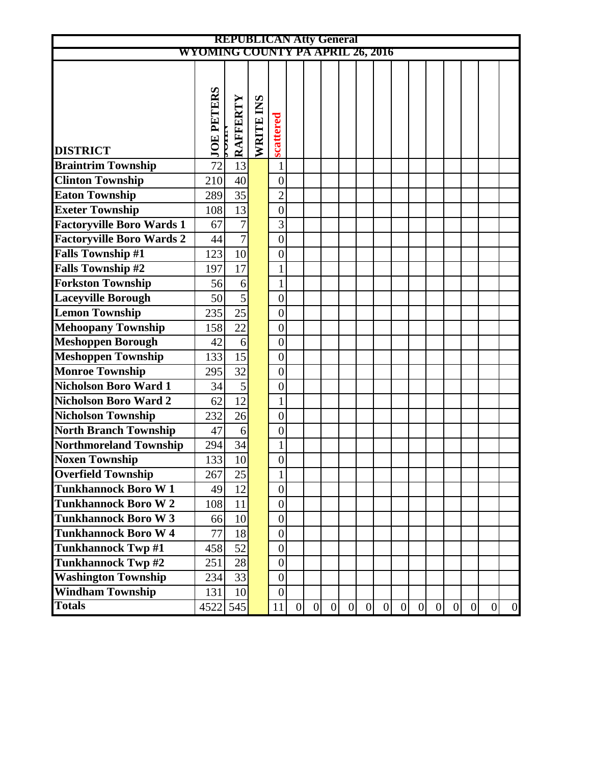# REPUBLICAN Atty General

## WYOMING COUNTY PA APRIL 26, 2016

| DISTRICT | JOE PETERS | JOHN RAFFERTY | WRITE INS | scattered | | | | | | | | | | | | | |
|---|---|---|---|---|---|---|---|---|---|---|---|---|---|---|---|---|---|
| Braintrim Township | 72 | 13 | | 1 | | | | | | | | | | | | | |
| Clinton Township | 210 | 40 | | 0 | | | | | | | | | | | | | |
| Eaton Township | 289 | 35 | | 2 | | | | | | | | | | | | | |
| Exeter Township | 108 | 13 | | 0 | | | | | | | | | | | | | |
| Factoryville Boro Wards 1 | 67 | 7 | | 3 | | | | | | | | | | | | | |
| Factoryville Boro Wards 2 | 44 | 7 | | 0 | | | | | | | | | | | | | |
| Falls Township #1 | 123 | 10 | | 0 | | | | | | | | | | | | | |
| Falls Township #2 | 197 | 17 | | 1 | | | | | | | | | | | | | |
| Forkston Township | 56 | 6 | | 1 | | | | | | | | | | | | | |
| Laceyville Borough | 50 | 5 | | 0 | | | | | | | | | | | | | |
| Lemon Township | 235 | 25 | | 0 | | | | | | | | | | | | | |
| Mehoopany Township | 158 | 22 | | 0 | | | | | | | | | | | | | |
| Meshoppen Borough | 42 | 6 | | 0 | | | | | | | | | | | | | |
| Meshoppen Township | 133 | 15 | | 0 | | | | | | | | | | | | | |
| Monroe Township | 295 | 32 | | 0 | | | | | | | | | | | | | |
| Nicholson Boro Ward 1 | 34 | 5 | | 0 | | | | | | | | | | | | | |
| Nicholson Boro Ward 2 | 62 | 12 | | 1 | | | | | | | | | | | | | |
| Nicholson Township | 232 | 26 | | 0 | | | | | | | | | | | | | |
| North Branch Township | 47 | 6 | | 0 | | | | | | | | | | | | | |
| Northmoreland Township | 294 | 34 | | 1 | | | | | | | | | | | | | |
| Noxen Township | 133 | 10 | | 0 | | | | | | | | | | | | | |
| Overfield Township | 267 | 25 | | 1 | | | | | | | | | | | | | |
| Tunkhannock Boro W 1 | 49 | 12 | | 0 | | | | | | | | | | | | | |
| Tunkhannock Boro W 2 | 108 | 11 | | 0 | | | | | | | | | | | | | |
| Tunkhannock Boro W 3 | 66 | 10 | | 0 | | | | | | | | | | | | | |
| Tunkhannock Boro W 4 | 77 | 18 | | 0 | | | | | | | | | | | | | |
| Tunkhannock Twp #1 | 458 | 52 | | 0 | | | | | | | | | | | | | |
| Tunkhannock Twp #2 | 251 | 28 | | 0 | | | | | | | | | | | | | |
| Washington Township | 234 | 33 | | 0 | | | | | | | | | | | | | |
| Windham Township | 131 | 10 | | 0 | | | | | | | | | | | | | |
| Totals | 4522 | 545 | | 11 | 0 | 0 | 0 | 0 | 0 | 0 | 0 | 0 | 0 | 0 | 0 | 0 | 0 |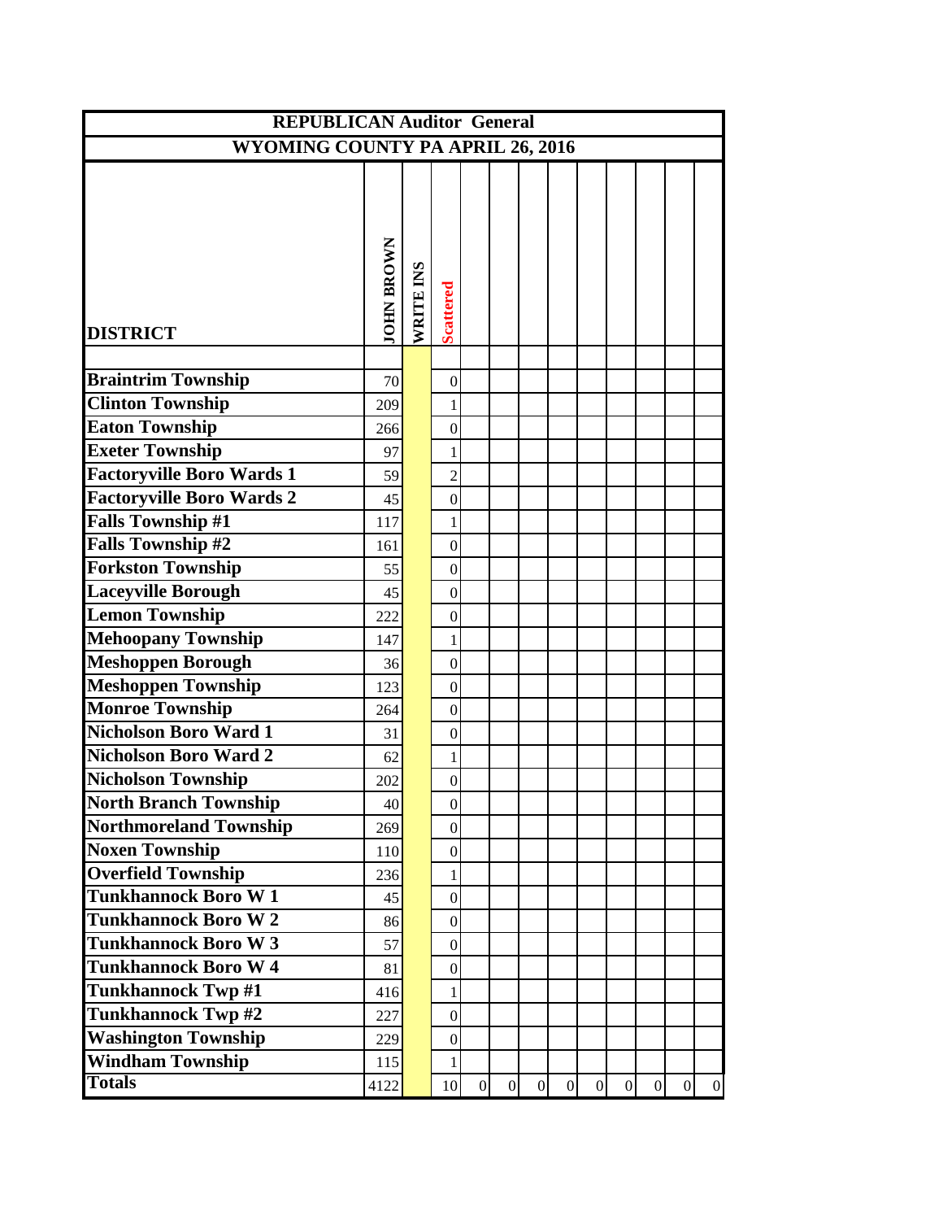| REPUBLICAN Auditor General | | | | | | | | | | | | | |
|---|---|---|---|---|---|---|---|---|---|---|---|---|---|
| WYOMING COUNTY PA APRIL 26, 2016 | | | | | | | | | | | | | |
| DISTRICT | JOHN BROWN | WRITE INS | Scattered | | | | | | | | | | |
| | | | | | | | | | | | | | |
| Braintrim Township | 70 | | 0 | | | | | | | | | | |
| Clinton Township | 209 | | 1 | | | | | | | | | | |
| Eaton Township | 266 | | 0 | | | | | | | | | | |
| Exeter Township | 97 | | 1 | | | | | | | | | | |
| Factoryville Boro Wards 1 | 59 | | 2 | | | | | | | | | | |
| Factoryville Boro Wards 2 | 45 | | 0 | | | | | | | | | | |
| Falls Township #1 | 117 | | 1 | | | | | | | | | | |
| Falls Township #2 | 161 | | 0 | | | | | | | | | | |
| Forkston Township | 55 | | 0 | | | | | | | | | | |
| Laceyville Borough | 45 | | 0 | | | | | | | | | | |
| Lemon Township | 222 | | 0 | | | | | | | | | | |
| Mehoopany Township | 147 | | 1 | | | | | | | | | | |
| Meshoppen Borough | 36 | | 0 | | | | | | | | | | |
| Meshoppen Township | 123 | | 0 | | | | | | | | | | |
| Monroe Township | 264 | | 0 | | | | | | | | | | |
| Nicholson Boro Ward 1 | 31 | | 0 | | | | | | | | | | |
| Nicholson Boro Ward 2 | 62 | | 1 | | | | | | | | | | |
| Nicholson Township | 202 | | 0 | | | | | | | | | | |
| North Branch Township | 40 | | 0 | | | | | | | | | | |
| Northmoreland Township | 269 | | 0 | | | | | | | | | | |
| Noxen Township | 110 | | 0 | | | | | | | | | | |
| Overfield Township | 236 | | 1 | | | | | | | | | | |
| Tunkhannock Boro W 1 | 45 | | 0 | | | | | | | | | | |
| Tunkhannock Boro W 2 | 86 | | 0 | | | | | | | | | | |
| Tunkhannock Boro W 3 | 57 | | 0 | | | | | | | | | | |
| Tunkhannock Boro W 4 | 81 | | 0 | | | | | | | | | | |
| Tunkhannock Twp #1 | 416 | | 1 | | | | | | | | | | |
| Tunkhannock Twp #2 | 227 | | 0 | | | | | | | | | | |
| Washington Township | 229 | | 0 | | | | | | | | | | |
| Windham Township | 115 | | 1 | | | | | | | | | | |
| Totals | 4122 | | 10 | 0 | 0 | 0 | 0 | 0 | 0 | 0 | 0 | 0 | 0 |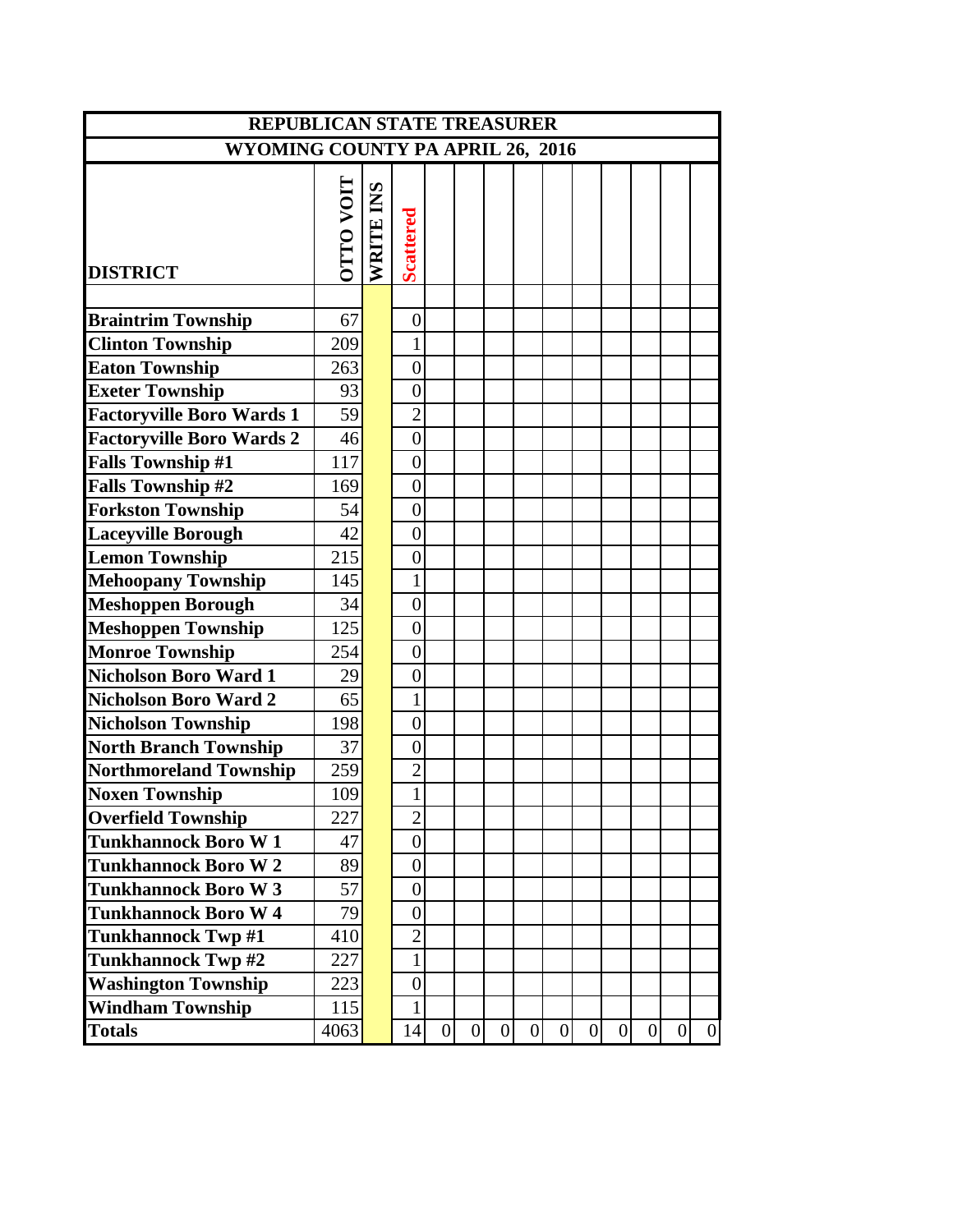| REPUBLICAN STATE TREASURER | | | | | | | | | | | | | |
|---|---|---|---|---|---|---|---|---|---|---|---|---|---|
| WYOMING COUNTY PA APRIL 26, 2016 | | | | | | | | | | | | | |
| DISTRICT | OTTO VOIT | WRITE INS | Scattered | | | | | | | | | | |
| | | | | | | | | | | | | | |
| Braintrim Township | 67 | | 0 | | | | | | | | | | |
| Clinton Township | 209 | | 1 | | | | | | | | | | |
| Eaton Township | 263 | | 0 | | | | | | | | | | |
| Exeter Township | 93 | | 0 | | | | | | | | | | |
| Factoryville Boro Wards 1 | 59 | | 2 | | | | | | | | | | |
| Factoryville Boro Wards 2 | 46 | | 0 | | | | | | | | | | |
| Falls Township #1 | 117 | | 0 | | | | | | | | | | |
| Falls Township #2 | 169 | | 0 | | | | | | | | | | |
| Forkston Township | 54 | | 0 | | | | | | | | | | |
| Laceyville Borough | 42 | | 0 | | | | | | | | | | |
| Lemon Township | 215 | | 0 | | | | | | | | | | |
| Mehoopany Township | 145 | | 1 | | | | | | | | | | |
| Meshoppen Borough | 34 | | 0 | | | | | | | | | | |
| Meshoppen Township | 125 | | 0 | | | | | | | | | | |
| Monroe Township | 254 | | 0 | | | | | | | | | | |
| Nicholson Boro Ward 1 | 29 | | 0 | | | | | | | | | | |
| Nicholson Boro Ward 2 | 65 | | 1 | | | | | | | | | | |
| Nicholson Township | 198 | | 0 | | | | | | | | | | |
| North Branch Township | 37 | | 0 | | | | | | | | | | |
| Northmoreland Township | 259 | | 2 | | | | | | | | | | |
| Noxen Township | 109 | | 1 | | | | | | | | | | |
| Overfield Township | 227 | | 2 | | | | | | | | | | |
| Tunkhannock Boro W 1 | 47 | | 0 | | | | | | | | | | |
| Tunkhannock Boro W 2 | 89 | | 0 | | | | | | | | | | |
| Tunkhannock Boro W 3 | 57 | | 0 | | | | | | | | | | |
| Tunkhannock Boro W 4 | 79 | | 0 | | | | | | | | | | |
| Tunkhannock Twp #1 | 410 | | 2 | | | | | | | | | | |
| Tunkhannock Twp #2 | 227 | | 1 | | | | | | | | | | |
| Washington Township | 223 | | 0 | | | | | | | | | | |
| Windham Township | 115 | | 1 | | | | | | | | | | |
| Totals | 4063 | | 14 | 0 | 0 | 0 | 0 | 0 | 0 | 0 | 0 | 0 | 0 |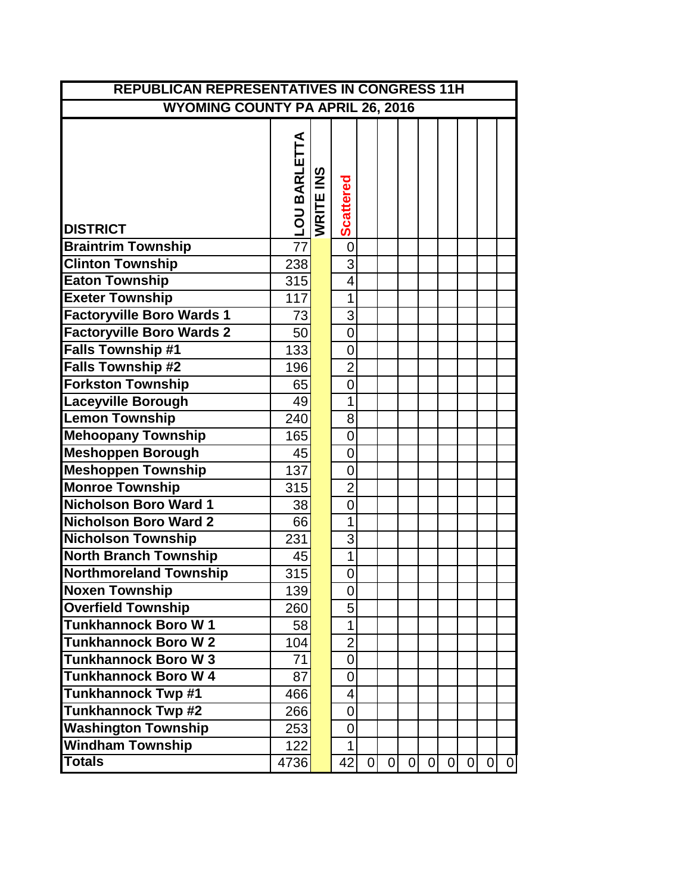| REPUBLICAN REPRESENTATIVES IN CONGRESS 11H | | | | | | | | | | | | |
|---|---|---|---|---|---|---|---|---|---|---|---|---|
| WYOMING COUNTY PA APRIL 26, 2016 | | | | | | | | | | | | |
| DISTRICT | LOU BARLETTA | WRITE INS | Scattered | | | | | | | | | |
| Braintrim Township | 77 | | 0 | | | | | | | | | |
| Clinton Township | 238 | | 3 | | | | | | | | | |
| Eaton Township | 315 | | 4 | | | | | | | | | |
| Exeter Township | 117 | | 1 | | | | | | | | | |
| Factoryville Boro Wards 1 | 73 | | 3 | | | | | | | | | |
| Factoryville Boro Wards 2 | 50 | | 0 | | | | | | | | | |
| Falls Township #1 | 133 | | 0 | | | | | | | | | |
| Falls Township #2 | 196 | | 2 | | | | | | | | | |
| Forkston Township | 65 | | 0 | | | | | | | | | |
| Laceyville Borough | 49 | | 1 | | | | | | | | | |
| Lemon Township | 240 | | 8 | | | | | | | | | |
| Mehoopany Township | 165 | | 0 | | | | | | | | | |
| Meshoppen Borough | 45 | | 0 | | | | | | | | | |
| Meshoppen Township | 137 | | 0 | | | | | | | | | |
| Monroe Township | 315 | | 2 | | | | | | | | | |
| Nicholson Boro Ward 1 | 38 | | 0 | | | | | | | | | |
| Nicholson Boro Ward 2 | 66 | | 1 | | | | | | | | | |
| Nicholson Township | 231 | | 3 | | | | | | | | | |
| North Branch Township | 45 | | 1 | | | | | | | | | |
| Northmoreland Township | 315 | | 0 | | | | | | | | | |
| Noxen Township | 139 | | 0 | | | | | | | | | |
| Overfield Township | 260 | | 5 | | | | | | | | | |
| Tunkhannock Boro W 1 | 58 | | 1 | | | | | | | | | |
| Tunkhannock Boro W 2 | 104 | | 2 | | | | | | | | | |
| Tunkhannock Boro W 3 | 71 | | 0 | | | | | | | | | |
| Tunkhannock Boro W 4 | 87 | | 0 | | | | | | | | | |
| Tunkhannock Twp #1 | 466 | | 4 | | | | | | | | | |
| Tunkhannock Twp #2 | 266 | | 0 | | | | | | | | | |
| Washington Township | 253 | | 0 | | | | | | | | | |
| Windham Township | 122 | | 1 | | | | | | | | | |
| Totals | 4736 | | 42 | 0 | 0 | 0 | 0 | 0 | 0 | 0 | 0 | |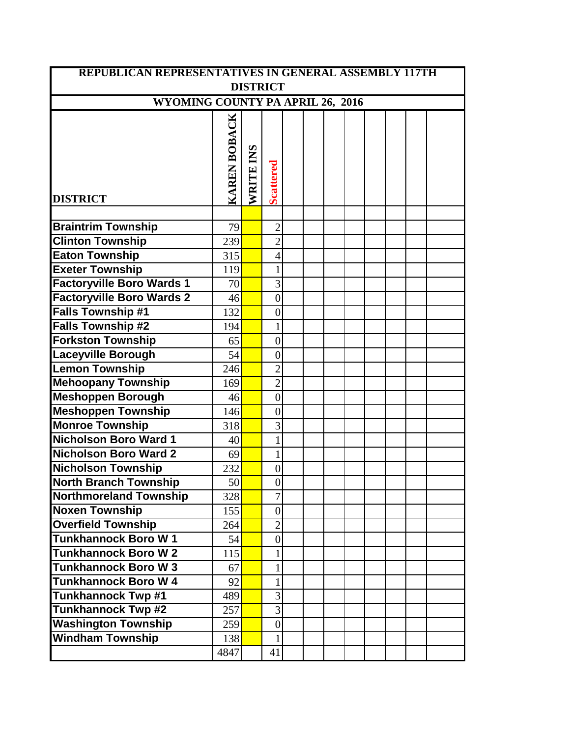| REPUBLICAN REPRESENTATIVES IN GENERAL ASSEMBLY 117TH DISTRICT | | | |
|---|---|---|---|
| WYOMING COUNTY PA APRIL 26, 2016 | | | |
| DISTRICT | KAREN BOBACK | WRITE INS | Scattered |
| | | | |
| Braintrim Township | 79 | | 2 |
| Clinton Township | 239 | | 2 |
| Eaton Township | 315 | | 4 |
| Exeter Township | 119 | | 1 |
| Factoryville Boro Wards 1 | 70 | | 3 |
| Factoryville Boro Wards 2 | 46 | | 0 |
| Falls Township #1 | 132 | | 0 |
| Falls Township #2 | 194 | | 1 |
| Forkston Township | 65 | | 0 |
| Laceyville Borough | 54 | | 0 |
| Lemon Township | 246 | | 2 |
| Mehoopany Township | 169 | | 2 |
| Meshoppen Borough | 46 | | 0 |
| Meshoppen Township | 146 | | 0 |
| Monroe Township | 318 | | 3 |
| Nicholson Boro Ward 1 | 40 | | 1 |
| Nicholson Boro Ward 2 | 69 | | 1 |
| Nicholson Township | 232 | | 0 |
| North Branch Township | 50 | | 0 |
| Northmoreland Township | 328 | | 7 |
| Noxen Township | 155 | | 0 |
| Overfield Township | 264 | | 2 |
| Tunkhannock Boro W 1 | 54 | | 0 |
| Tunkhannock Boro W 2 | 115 | | 1 |
| Tunkhannock Boro W 3 | 67 | | 1 |
| Tunkhannock Boro W 4 | 92 | | 1 |
| Tunkhannock Twp #1 | 489 | | 3 |
| Tunkhannock Twp #2 | 257 | | 3 |
| Washington Township | 259 | | 0 |
| Windham Township | 138 | | 1 |
| | 4847 | | 41 |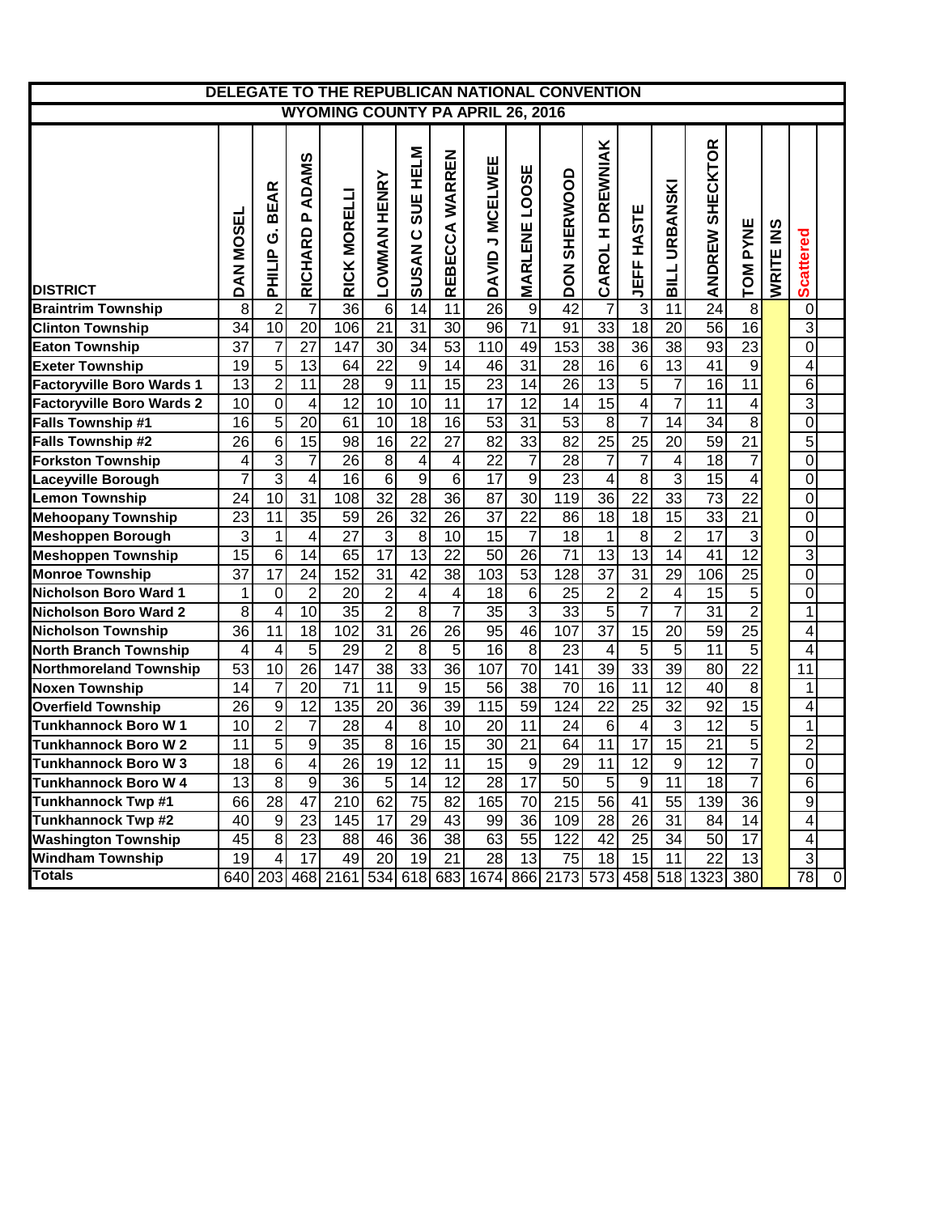# DELEGATE TO THE REPUBLICAN NATIONAL CONVENTION

## WYOMING COUNTY PA APRIL 26, 2016

| DISTRICT | DAN MOSEL | PHILIP G. BEAR | RICHARD P ADAMS | RICK MORELLI | LOWMAN HENRY | SUSAN C SUE HELM | REBECCA WARREN | DAVID J MCELWEE | MARLENE LOOSE | DON SHERWOOD | CAROL H DREWNIAK | JEFF HASTE | BILL URBANSKI | ANDREW SHECKTOR | TOM PYNE | WRITE INS | Scattered | |
|---|---|---|---|---|---|---|---|---|---|---|---|---|---|---|---|---|---|---|
| Braintrim Township | 8 | 2 | 7 | 36 | 6 | 14 | 11 | 26 | 9 | 42 | 7 | 3 | 11 | 24 | 8 | | 0 | |
| Clinton Township | 34 | 10 | 20 | 106 | 21 | 31 | 30 | 96 | 71 | 91 | 33 | 18 | 20 | 56 | 16 | | 3 | |
| Eaton Township | 37 | 7 | 27 | 147 | 30 | 34 | 53 | 110 | 49 | 153 | 38 | 36 | 38 | 93 | 23 | | 0 | |
| Exeter Township | 19 | 5 | 13 | 64 | 22 | 9 | 14 | 46 | 31 | 28 | 16 | 6 | 13 | 41 | 9 | | 4 | |
| Factoryville Boro Wards 1 | 13 | 2 | 11 | 28 | 9 | 11 | 15 | 23 | 14 | 26 | 13 | 5 | 7 | 16 | 11 | | 6 | |
| Factoryville Boro Wards 2 | 10 | 0 | 4 | 12 | 10 | 10 | 11 | 17 | 12 | 14 | 15 | 4 | 7 | 11 | 4 | | 3 | |
| Falls Township #1 | 16 | 5 | 20 | 61 | 10 | 18 | 16 | 53 | 31 | 53 | 8 | 7 | 14 | 34 | 8 | | 0 | |
| Falls Township #2 | 26 | 6 | 15 | 98 | 16 | 22 | 27 | 82 | 33 | 82 | 25 | 25 | 20 | 59 | 21 | | 5 | |
| Forkston Township | 4 | 3 | 7 | 26 | 8 | 4 | 4 | 22 | 7 | 28 | 7 | 7 | 4 | 18 | 7 | | 0 | |
| Laceyville Borough | 7 | 3 | 4 | 16 | 6 | 9 | 6 | 17 | 9 | 23 | 4 | 8 | 3 | 15 | 4 | | 0 | |
| Lemon Township | 24 | 10 | 31 | 108 | 32 | 28 | 36 | 87 | 30 | 119 | 36 | 22 | 33 | 73 | 22 | | 0 | |
| Mehoopany Township | 23 | 11 | 35 | 59 | 26 | 32 | 26 | 37 | 22 | 86 | 18 | 18 | 15 | 33 | 21 | | 0 | |
| Meshoppen Borough | 3 | 1 | 4 | 27 | 3 | 8 | 10 | 15 | 7 | 18 | 1 | 8 | 2 | 17 | 3 | | 0 | |
| Meshoppen Township | 15 | 6 | 14 | 65 | 17 | 13 | 22 | 50 | 26 | 71 | 13 | 13 | 14 | 41 | 12 | | 3 | |
| Monroe Township | 37 | 17 | 24 | 152 | 31 | 42 | 38 | 103 | 53 | 128 | 37 | 31 | 29 | 106 | 25 | | 0 | |
| Nicholson Boro Ward 1 | 1 | 0 | 2 | 20 | 2 | 4 | 4 | 18 | 6 | 25 | 2 | 2 | 4 | 15 | 5 | | 0 | |
| Nicholson Boro Ward 2 | 8 | 4 | 10 | 35 | 2 | 8 | 7 | 35 | 3 | 33 | 5 | 7 | 7 | 31 | 2 | | 1 | |
| Nicholson Township | 36 | 11 | 18 | 102 | 31 | 26 | 26 | 95 | 46 | 107 | 37 | 15 | 20 | 59 | 25 | | 4 | |
| North Branch Township | 4 | 4 | 5 | 29 | 2 | 8 | 5 | 16 | 8 | 23 | 4 | 5 | 5 | 11 | 5 | | 4 | |
| Northmoreland Township | 53 | 10 | 26 | 147 | 38 | 33 | 36 | 107 | 70 | 141 | 39 | 33 | 39 | 80 | 22 | | 11 | |
| Noxen Township | 14 | 7 | 20 | 71 | 11 | 9 | 15 | 56 | 38 | 70 | 16 | 11 | 12 | 40 | 8 | | 1 | |
| Overfield Township | 26 | 9 | 12 | 135 | 20 | 36 | 39 | 115 | 59 | 124 | 22 | 25 | 32 | 92 | 15 | | 4 | |
| Tunkhannock Boro W 1 | 10 | 2 | 7 | 28 | 4 | 8 | 10 | 20 | 11 | 24 | 6 | 4 | 3 | 12 | 5 | | 1 | |
| Tunkhannock Boro W 2 | 11 | 5 | 9 | 35 | 8 | 16 | 15 | 30 | 21 | 64 | 11 | 17 | 15 | 21 | 5 | | 2 | |
| Tunkhannock Boro W 3 | 18 | 6 | 4 | 26 | 19 | 12 | 11 | 15 | 9 | 29 | 11 | 12 | 9 | 12 | 7 | | 0 | |
| Tunkhannock Boro W 4 | 13 | 8 | 9 | 36 | 5 | 14 | 12 | 28 | 17 | 50 | 5 | 9 | 11 | 18 | 7 | | 6 | |
| Tunkhannock Twp #1 | 66 | 28 | 47 | 210 | 62 | 75 | 82 | 165 | 70 | 215 | 56 | 41 | 55 | 139 | 36 | | 9 | |
| Tunkhannock Twp #2 | 40 | 9 | 23 | 145 | 17 | 29 | 43 | 99 | 36 | 109 | 28 | 26 | 31 | 84 | 14 | | 4 | |
| Washington Township | 45 | 8 | 23 | 88 | 46 | 36 | 38 | 63 | 55 | 122 | 42 | 25 | 34 | 50 | 17 | | 4 | |
| Windham Township | 19 | 4 | 17 | 49 | 20 | 19 | 21 | 28 | 13 | 75 | 18 | 15 | 11 | 22 | 13 | | 3 | |
| Totals | 640 | 203 | 468 | 2161 | 534 | 618 | 683 | 1674 | 866 | 2173 | 573 | 458 | 518 | 1323 | 380 | | 78 | 0 |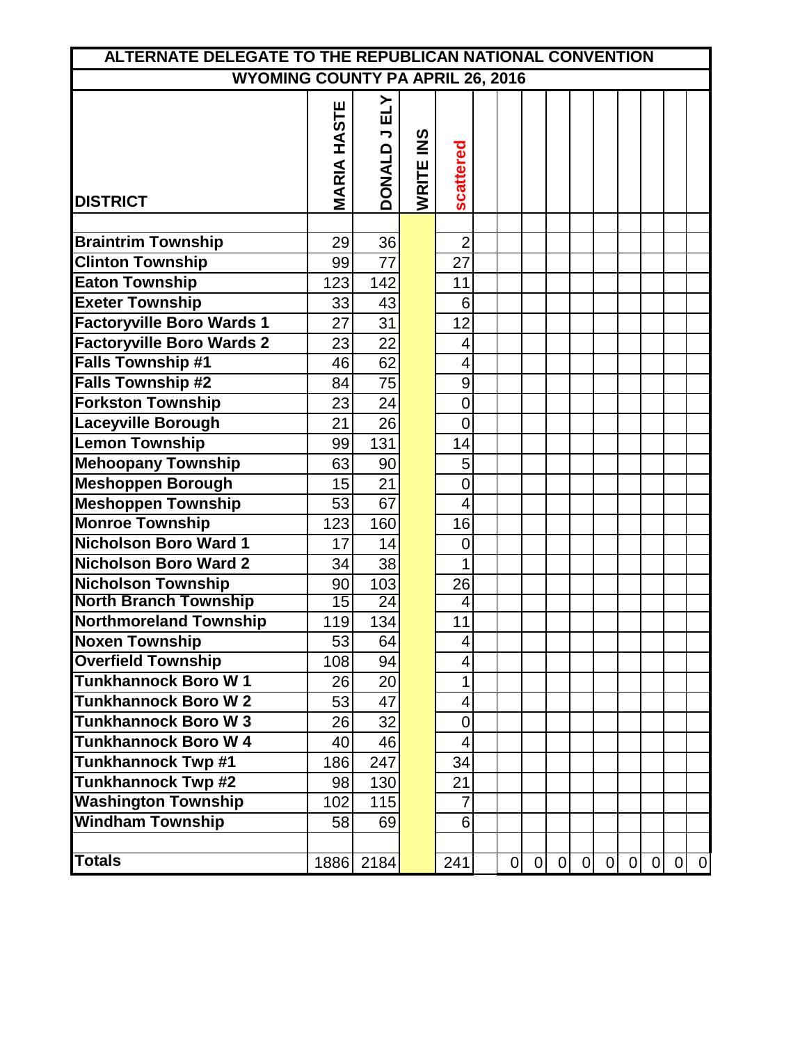# ALTERNATE DELEGATE TO THE REPUBLICAN NATIONAL CONVENTION

## WYOMING COUNTY PA APRIL 26, 2016

| DISTRICT | MARIA HASTE | DONALD J ELY | WRITE INS | scattered | | | | | | | | | | |
|---|---|---|---|---|---|---|---|---|---|---|---|---|---|---|
| Braintrim Township | 29 | 36 | | 2 | | | | | | | | | | |
| Clinton Township | 99 | 77 | | 27 | | | | | | | | | | |
| Eaton Township | 123 | 142 | | 11 | | | | | | | | | | |
| Exeter Township | 33 | 43 | | 6 | | | | | | | | | | |
| Factoryville Boro Wards 1 | 27 | 31 | | 12 | | | | | | | | | | |
| Factoryville Boro Wards 2 | 23 | 22 | | 4 | | | | | | | | | | |
| Falls Township #1 | 46 | 62 | | 4 | | | | | | | | | | |
| Falls Township #2 | 84 | 75 | | 9 | | | | | | | | | | |
| Forkston Township | 23 | 24 | | 0 | | | | | | | | | | |
| Laceyville Borough | 21 | 26 | | 0 | | | | | | | | | | |
| Lemon Township | 99 | 131 | | 14 | | | | | | | | | | |
| Mehoopany Township | 63 | 90 | | 5 | | | | | | | | | | |
| Meshoppen Borough | 15 | 21 | | 0 | | | | | | | | | | |
| Meshoppen Township | 53 | 67 | | 4 | | | | | | | | | | |
| Monroe Township | 123 | 160 | | 16 | | | | | | | | | | |
| Nicholson Boro Ward 1 | 17 | 14 | | 0 | | | | | | | | | | |
| Nicholson Boro Ward 2 | 34 | 38 | | 1 | | | | | | | | | | |
| Nicholson Township | 90 | 103 | | 26 | | | | | | | | | | |
| North Branch Township | 15 | 24 | | 4 | | | | | | | | | | |
| Northmoreland Township | 119 | 134 | | 11 | | | | | | | | | | |
| Noxen Township | 53 | 64 | | 4 | | | | | | | | | | |
| Overfield Township | 108 | 94 | | 4 | | | | | | | | | | |
| Tunkhannock Boro W 1 | 26 | 20 | | 1 | | | | | | | | | | |
| Tunkhannock Boro W 2 | 53 | 47 | | 4 | | | | | | | | | | |
| Tunkhannock Boro W 3 | 26 | 32 | | 0 | | | | | | | | | | |
| Tunkhannock Boro W 4 | 40 | 46 | | 4 | | | | | | | | | | |
| Tunkhannock Twp #1 | 186 | 247 | | 34 | | | | | | | | | | |
| Tunkhannock Twp #2 | 98 | 130 | | 21 | | | | | | | | | | |
| Washington Township | 102 | 115 | | 7 | | | | | | | | | | |
| Windham Township | 58 | 69 | | 6 | | | | | | | | | | |
| Totals | 1886 | 2184 | | 241 | | 0 | 0 | 0 | 0 | 0 | 0 | 0 | 0 | 0 |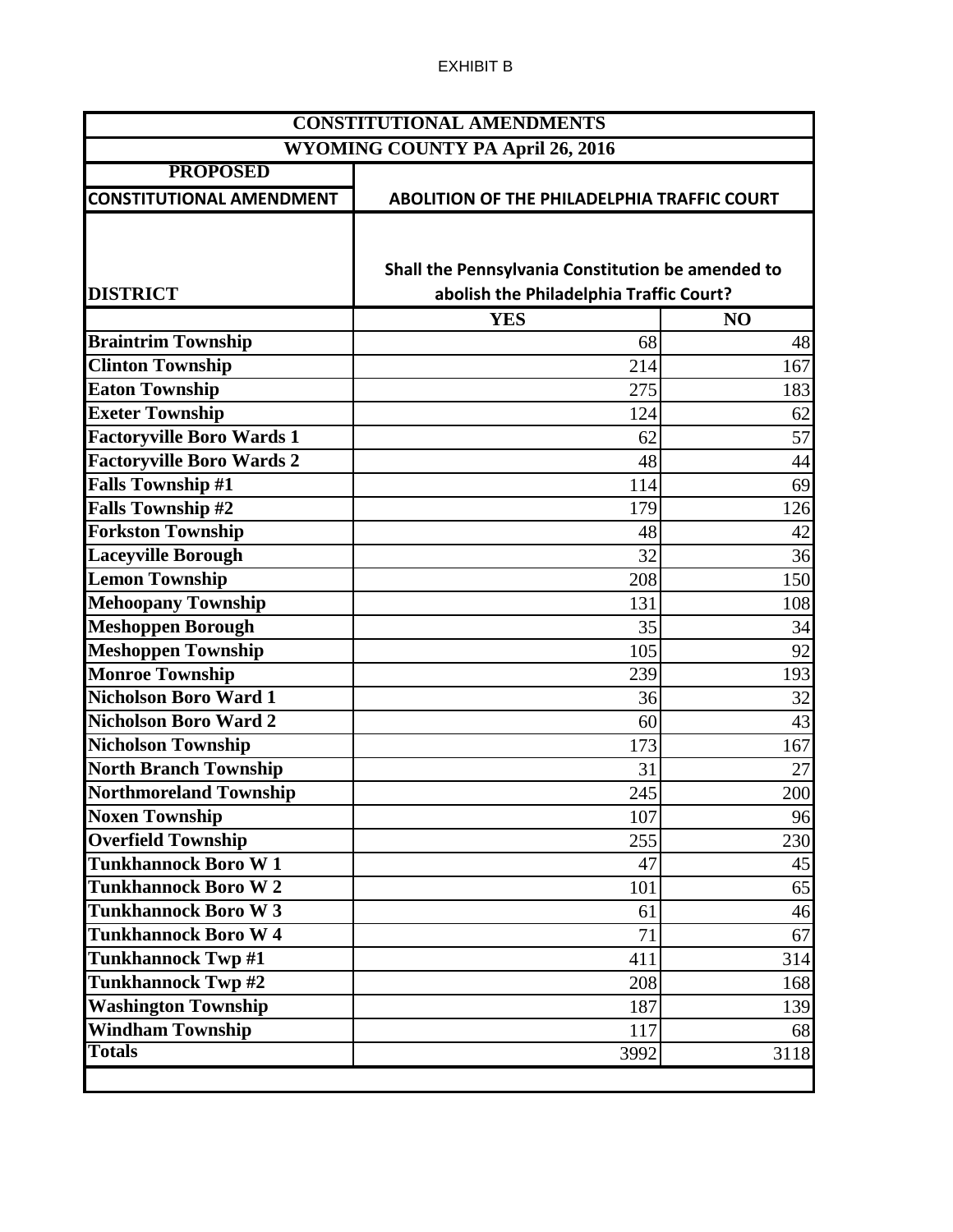EXHIBIT B

| CONSTITUTIONAL AMENDMENTS | | |
|---|---|---|
| WYOMING COUNTY PA April 26, 2016 | | |
| PROPOSED CONSTITUTIONAL AMENDMENT | ABOLITION OF THE PHILADELPHIA TRAFFIC COURT | |
| DISTRICT | Shall the Pennsylvania Constitution be amended to abolish the Philadelphia Traffic Court? | |
| | YES | NO |
| Braintrim Township | 68 | 48 |
| Clinton Township | 214 | 167 |
| Eaton Township | 275 | 183 |
| Exeter Township | 124 | 62 |
| Factoryville Boro Wards 1 | 62 | 57 |
| Factoryville Boro Wards 2 | 48 | 44 |
| Falls Township #1 | 114 | 69 |
| Falls Township #2 | 179 | 126 |
| Forkston Township | 48 | 42 |
| Laceyville Borough | 32 | 36 |
| Lemon Township | 208 | 150 |
| Mehoopany Township | 131 | 108 |
| Meshoppen Borough | 35 | 34 |
| Meshoppen Township | 105 | 92 |
| Monroe Township | 239 | 193 |
| Nicholson Boro Ward 1 | 36 | 32 |
| Nicholson Boro Ward 2 | 60 | 43 |
| Nicholson Township | 173 | 167 |
| North Branch Township | 31 | 27 |
| Northmoreland Township | 245 | 200 |
| Noxen Township | 107 | 96 |
| Overfield Township | 255 | 230 |
| Tunkhannock Boro W 1 | 47 | 45 |
| Tunkhannock Boro W 2 | 101 | 65 |
| Tunkhannock Boro W 3 | 61 | 46 |
| Tunkhannock Boro W 4 | 71 | 67 |
| Tunkhannock Twp #1 | 411 | 314 |
| Tunkhannock Twp #2 | 208 | 168 |
| Washington Township | 187 | 139 |
| Windham Township | 117 | 68 |
| Totals | 3992 | 3118 |